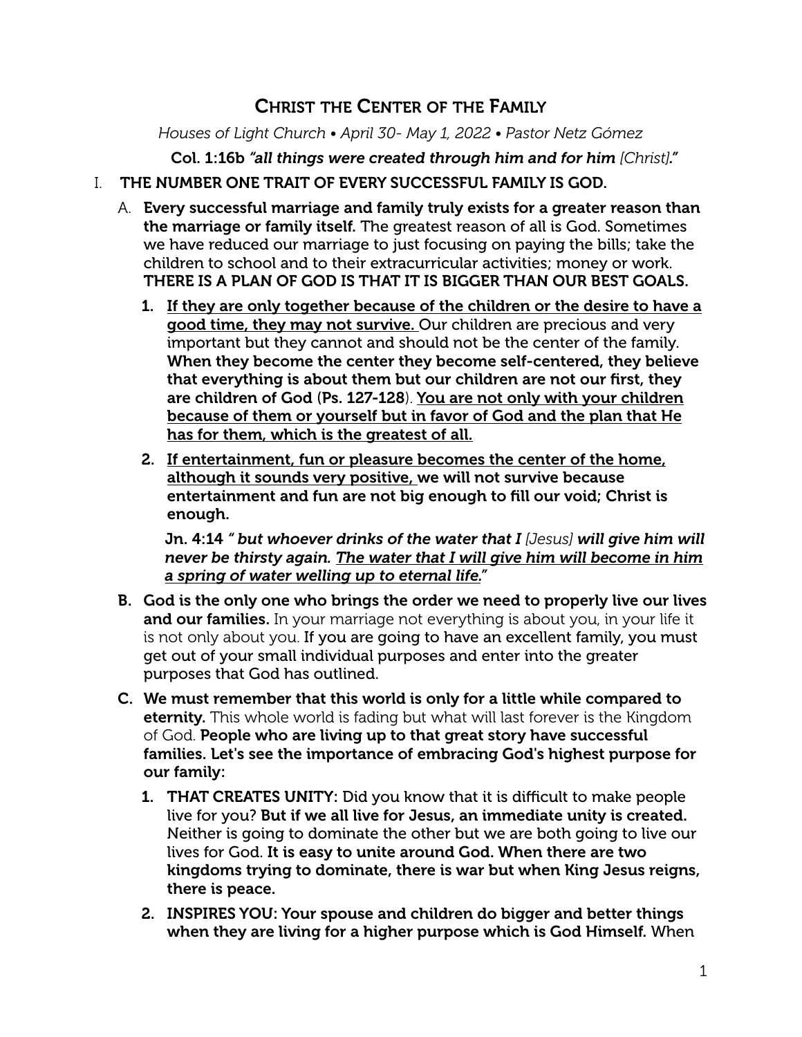# CHRIST THE CENTER OF THE FAMILY

*Houses of Light Church • April 30- May 1, 2022 • Pastor Netz Gómez*

**Col. 1:16b** ***"all things were created through him and for him*** *[Christ]*.**"**

## I. THE NUMBER ONE TRAIT OF EVERY SUCCESSFUL FAMILY IS GOD.

A. **Every successful marriage and family truly exists for a greater reason than the marriage or family itself.** The greatest reason of all is God. Sometimes we have reduced our marriage to just focusing on paying the bills; take the children to school and to their extracurricular activities; money or work. **THERE IS A PLAN OF GOD IS THAT IT IS BIGGER THAN OUR BEST GOALS.**

1. **<u>If they are only together because of the children or the desire to have a good time, they may not survive.</u>** Our children are precious and very important but they cannot and should not be the center of the family. **When they become the center they become self-centered, they believe that everything is about them but our children are not our first, they are children of God (Ps. 127-128**). **<u>You are not only with your children because of them or yourself but in favor of God and the plan that He has for them, which is the greatest of all.</u>**

2. **<u>If entertainment, fun or pleasure becomes the center of the home, although it sounds very positive,</u> we will not survive because entertainment and fun are not big enough to fill our void; Christ is enough.**

   **Jn. 4:14** ***" but whoever drinks of the water that I*** *[Jesus]* ***will give him will never be thirsty again. <u>The water that I will give him will become in him a spring of water welling up to eternal life.</u>"***

B. **God is the only one who brings the order we need to properly live our lives and our families.** In your marriage not everything is about you, in your life it is not only about you. If you are going to have an excellent family, you must get out of your small individual purposes and enter into the greater purposes that God has outlined.

C. **We must remember that this world is only for a little while compared to eternity.** This whole world is fading but what will last forever is the Kingdom of God. **People who are living up to that great story have successful families. Let's see the importance of embracing God's highest purpose for our family:**

1. **THAT CREATES UNITY:** Did you know that it is difficult to make people live for you? **But if we all live for Jesus, an immediate unity is created.** Neither is going to dominate the other but we are both going to live our lives for God. **It is easy to unite around God. When there are two kingdoms trying to dominate, there is war but when King Jesus reigns, there is peace.**

2. **INSPIRES YOU: Your spouse and children do bigger and better things when they are living for a higher purpose which is God Himself.** When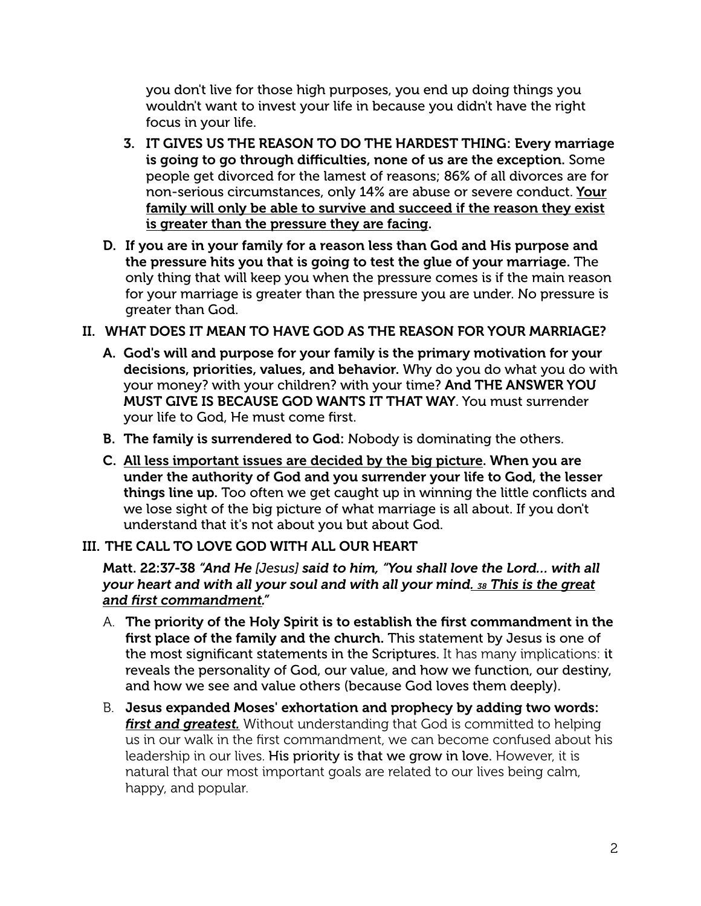you don't live for those high purposes, you end up doing things you wouldn't want to invest your life in because you didn't have the right focus in your life.

3. **IT GIVES US THE REASON TO DO THE HARDEST THING: Every marriage is going to go through difficulties, none of us are the exception.** Some people get divorced for the lamest of reasons; 86% of all divorces are for non-serious circumstances, only 14% are abuse or severe conduct. **<u>Your family will only be able to survive and succeed if the reason they exist is greater than the pressure they are facing</u>.**

D. **If you are in your family for a reason less than God and His purpose and the pressure hits you that is going to test the glue of your marriage.** The only thing that will keep you when the pressure comes is if the main reason for your marriage is greater than the pressure you are under. No pressure is greater than God.

## II. WHAT DOES IT MEAN TO HAVE GOD AS THE REASON FOR YOUR MARRIAGE?

A. **God's will and purpose for your family is the primary motivation for your decisions, priorities, values, and behavior.** Why do you do what you do with your money? with your children? with your time? **And THE ANSWER YOU MUST GIVE IS BECAUSE GOD WANTS IT THAT WAY**. You must surrender your life to God, He must come first.

B. **The family is surrendered to God:** Nobody is dominating the others.

C. **<u>All less important issues are decided by the big picture</u>. When you are under the authority of God and you surrender your life to God, the lesser things line up.** Too often we get caught up in winning the little conflicts and we lose sight of the big picture of what marriage is all about. If you don't understand that it's not about you but about God.

## III. THE CALL TO LOVE GOD WITH ALL OUR HEART

**Matt. 22:37-38** ***"And He*** *[Jesus]* ***said to him, "You shall love the Lord… with all your heart and with all your soul and with all your mind. <u>38 This is the great and first commandment</u>."***

A. **The priority of the Holy Spirit is to establish the first commandment in the first place of the family and the church.** This statement by Jesus is one of the most significant statements in the Scriptures. It has many implications: it reveals the personality of God, our value, and how we function, our destiny, and how we see and value others (because God loves them deeply).

B. **Jesus expanded Moses' exhortation and prophecy by adding two words: *<u>first and greatest.</u>*** Without understanding that God is committed to helping us in our walk in the first commandment, we can become confused about his leadership in our lives. **His priority is that we grow in love.** However, it is natural that our most important goals are related to our lives being calm, happy, and popular.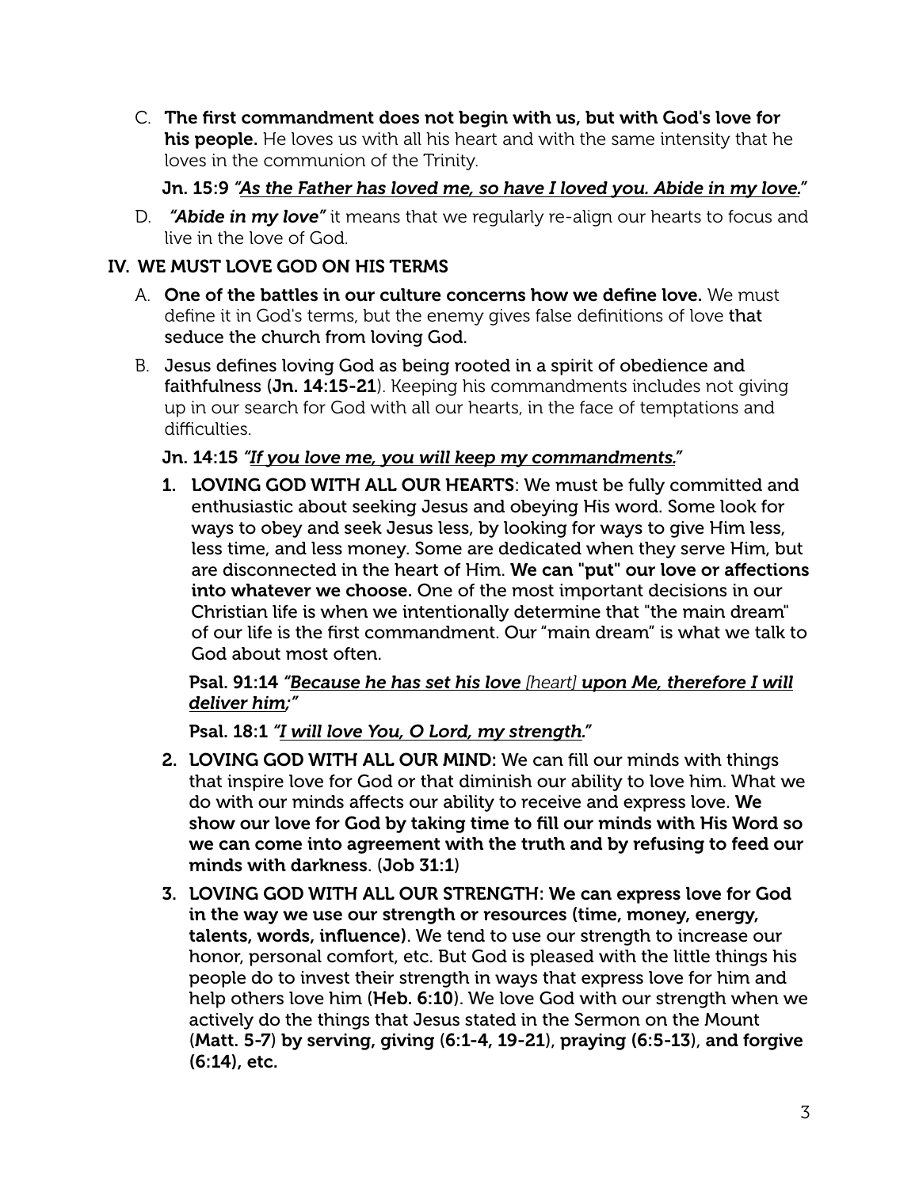C. **The first commandment does not begin with us, but with God's love for his people.** He loves us with all his heart and with the same intensity that he loves in the communion of the Trinity.

   **Jn. 15:9** ***"<u>As the Father has loved me, so have I loved you. Abide in my love.</u>"***

D. ***"Abide in my love"*** it means that we regularly re-align our hearts to focus and live in the love of God.

## IV. WE MUST LOVE GOD ON HIS TERMS

A. **One of the battles in our culture concerns how we define love.** We must define it in God's terms, but the enemy gives false definitions of love **that seduce the church from loving God.**

B. **Jesus defines loving God as being rooted in a spirit of obedience and faithfulness (Jn. 14:15-21)**. Keeping his commandments includes not giving up in our search for God with all our hearts, in the face of temptations and difficulties.

   **Jn. 14:15** ***"<u>If you love me, you will keep my commandments.</u>"***

   1. **LOVING GOD WITH ALL OUR HEARTS**: We must be fully committed and enthusiastic about seeking Jesus and obeying His word. Some look for ways to obey and seek Jesus less, by looking for ways to give Him less, less time, and less money. Some are dedicated when they serve Him, but are disconnected in the heart of Him. **We can "put" our love or affections into whatever we choose.** One of the most important decisions in our Christian life is when we intentionally determine that "the main dream" of our life is the first commandment. Our "main dream" is what we talk to God about most often.

      **Psal. 91:14** ***"<u>Because he has set his love</u>*** *<u>[heart]</u>* ***<u>upon Me, therefore I will deliver him;</u>"***

      **Psal. 18:1** ***"<u>I will love You, O Lord, my strength.</u>"***

   2. **LOVING GOD WITH ALL OUR MIND:** We can fill our minds with things that inspire love for God or that diminish our ability to love him. What we do with our minds affects our ability to receive and express love. **We show our love for God by taking time to fill our minds with His Word so we can come into agreement with the truth and by refusing to feed our minds with darkness**. (**Job 31:1**)

   3. **LOVING GOD WITH ALL OUR STRENGTH: We can express love for God in the way we use our strength or resources (time, money, energy, talents, words, influence)**. We tend to use our strength to increase our honor, personal comfort, etc. But God is pleased with the little things his people do to invest their strength in ways that express love for him and help others love him (**Heb. 6:10**). We love God with our strength when we actively do the things that Jesus stated in the Sermon on the Mount (**Matt. 5-7**) **by serving, giving (6:1-4, 19-21), praying (6:5-13), and forgive (6:14), etc.**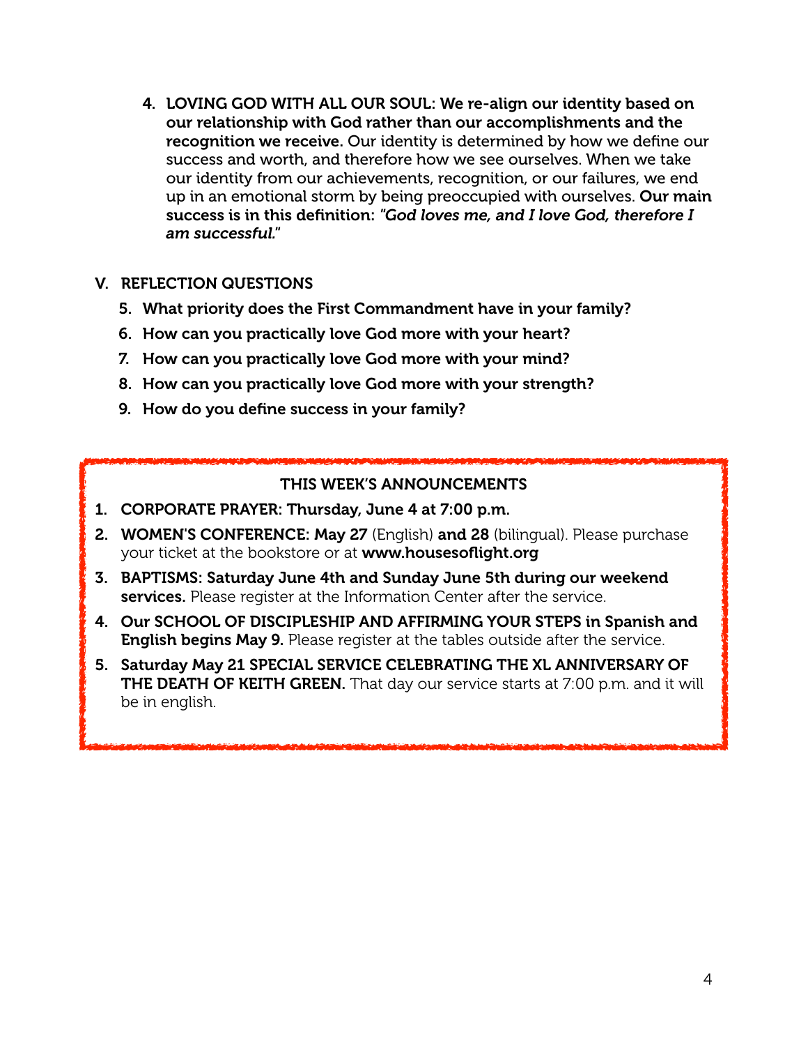4. **LOVING GOD WITH ALL OUR SOUL: We re-align our identity based on our relationship with God rather than our accomplishments and the recognition we receive.** Our identity is determined by how we define our success and worth, and therefore how we see ourselves. When we take our identity from our achievements, recognition, or our failures, we end up in an emotional storm by being preoccupied with ourselves. **Our main success is in this definition: *"God loves me, and I love God, therefore I am successful."***

## V. REFLECTION QUESTIONS

5. **What priority does the First Commandment have in your family?**
6. **How can you practically love God more with your heart?**
7. **How can you practically love God more with your mind?**
8. **How can you practically love God more with your strength?**
9. **How do you define success in your family?**

### THIS WEEK'S ANNOUNCEMENTS

1. **CORPORATE PRAYER: Thursday, June 4 at 7:00 p.m.**
2. **WOMEN'S CONFERENCE: May 27** (English) **and 28** (bilingual). Please purchase your ticket at the bookstore or at **www.housesoflight.org**
3. **BAPTISMS: Saturday June 4th and Sunday June 5th during our weekend services.** Please register at the Information Center after the service.
4. **Our SCHOOL OF DISCIPLESHIP AND AFFIRMING YOUR STEPS in Spanish and English begins May 9.** Please register at the tables outside after the service.
5. **Saturday May 21 SPECIAL SERVICE CELEBRATING THE XL ANNIVERSARY OF THE DEATH OF KEITH GREEN.** That day our service starts at 7:00 p.m. and it will be in english.